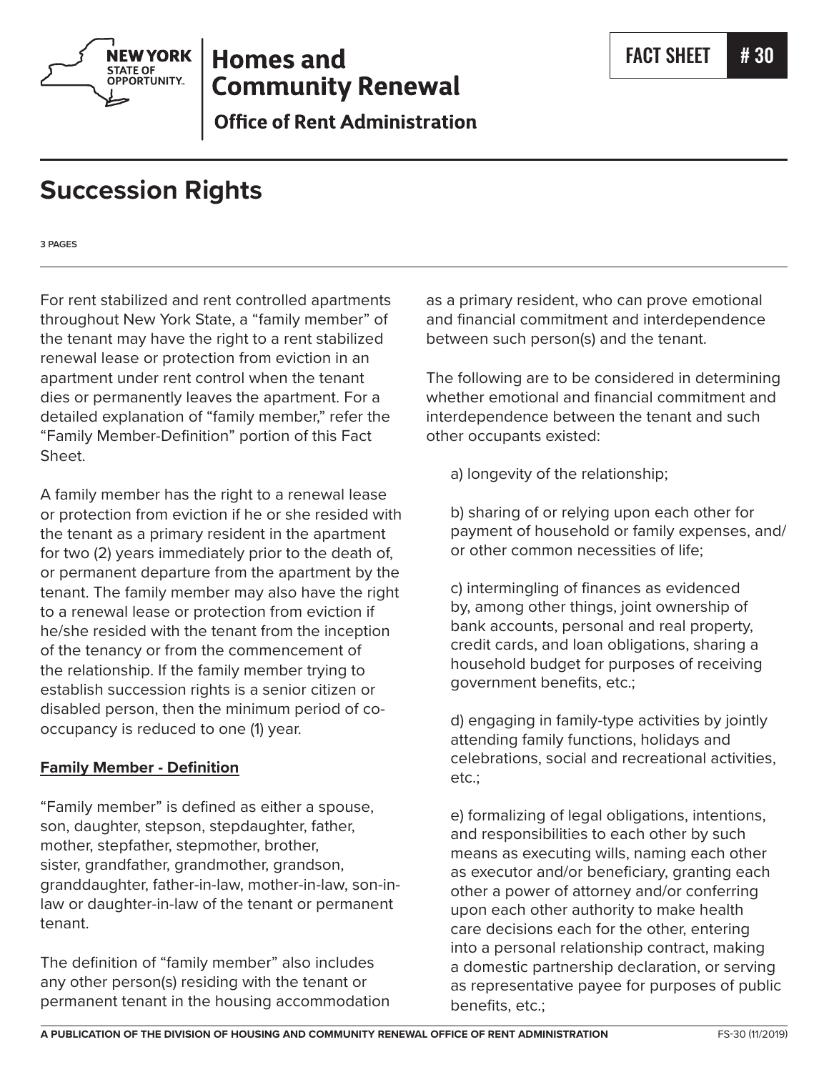Homes and Community Renewal

Office of Rent Administration

FACT SHEET # 30

# Succession Rights

3 PAGES

For rent stabilized and rent controlled apartments throughout New York State, a "family member" of the tenant may have the right to a rent stabilized renewal lease or protection from eviction in an apartment under rent control when the tenant dies or permanently leaves the apartment. For a detailed explanation of "family member," refer the "Family Member-Definition" portion of this Fact Sheet.

A family member has the right to a renewal lease or protection from eviction if he or she resided with the tenant as a primary resident in the apartment for two (2) years immediately prior to the death of, or permanent departure from the apartment by the tenant. The family member may also have the right to a renewal lease or protection from eviction if he/she resided with the tenant from the inception of the tenancy or from the commencement of the relationship. If the family member trying to establish succession rights is a senior citizen or disabled person, then the minimum period of co-occupancy is reduced to one (1) year.

**Family Member - Definition**

"Family member" is defined as either a spouse, son, daughter, stepson, stepdaughter, father, mother, stepfather, stepmother, brother, sister, grandfather, grandmother, grandson, granddaughter, father-in-law, mother-in-law, son-in-law or daughter-in-law of the tenant or permanent tenant.

The definition of "family member" also includes any other person(s) residing with the tenant or permanent tenant in the housing accommodation as a primary resident, who can prove emotional and financial commitment and interdependence between such person(s) and the tenant.

The following are to be considered in determining whether emotional and financial commitment and interdependence between the tenant and such other occupants existed:

a) longevity of the relationship;

b) sharing of or relying upon each other for payment of household or family expenses, and/or other common necessities of life;

c) intermingling of finances as evidenced by, among other things, joint ownership of bank accounts, personal and real property, credit cards, and loan obligations, sharing a household budget for purposes of receiving government benefits, etc.;

d) engaging in family-type activities by jointly attending family functions, holidays and celebrations, social and recreational activities, etc.;

e) formalizing of legal obligations, intentions, and responsibilities to each other by such means as executing wills, naming each other as executor and/or beneficiary, granting each other a power of attorney and/or conferring upon each other authority to make health care decisions each for the other, entering into a personal relationship contract, making a domestic partnership declaration, or serving as representative payee for purposes of public benefits, etc.;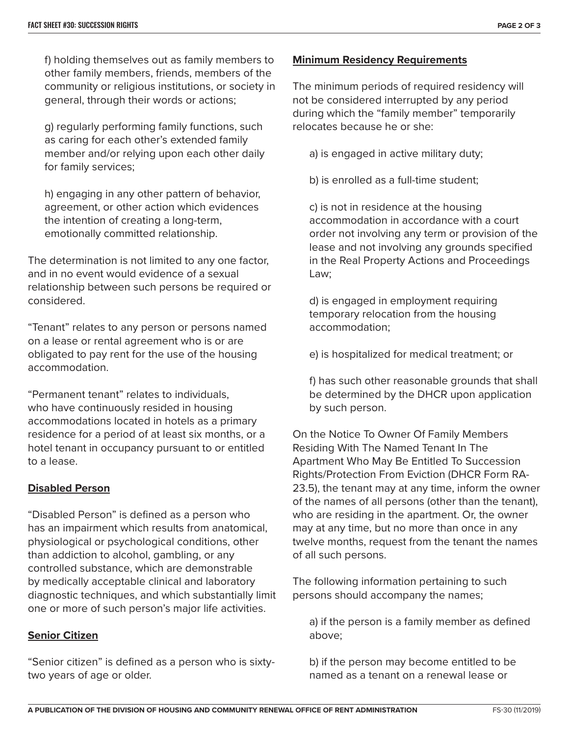f) holding themselves out as family members to other family members, friends, members of the community or religious institutions, or society in general, through their words or actions;

g) regularly performing family functions, such as caring for each other's extended family member and/or relying upon each other daily for family services;

h) engaging in any other pattern of behavior, agreement, or other action which evidences the intention of creating a long-term, emotionally committed relationship.

The determination is not limited to any one factor, and in no event would evidence of a sexual relationship between such persons be required or considered.

"Tenant" relates to any person or persons named on a lease or rental agreement who is or are obligated to pay rent for the use of the housing accommodation.

"Permanent tenant" relates to individuals, who have continuously resided in housing accommodations located in hotels as a primary residence for a period of at least six months, or a hotel tenant in occupancy pursuant to or entitled to a lease.

**Disabled Person**

"Disabled Person" is defined as a person who has an impairment which results from anatomical, physiological or psychological conditions, other than addiction to alcohol, gambling, or any controlled substance, which are demonstrable by medically acceptable clinical and laboratory diagnostic techniques, and which substantially limit one or more of such person's major life activities.

**Senior Citizen**

"Senior citizen" is defined as a person who is sixty-two years of age or older.

**Minimum Residency Requirements**

The minimum periods of required residency will not be considered interrupted by any period during which the "family member" temporarily relocates because he or she:

a) is engaged in active military duty;

b) is enrolled as a full-time student;

c) is not in residence at the housing accommodation in accordance with a court order not involving any term or provision of the lease and not involving any grounds specified in the Real Property Actions and Proceedings Law;

d) is engaged in employment requiring temporary relocation from the housing accommodation;

e) is hospitalized for medical treatment; or

f) has such other reasonable grounds that shall be determined by the DHCR upon application by such person.

On the Notice To Owner Of Family Members Residing With The Named Tenant In The Apartment Who May Be Entitled To Succession Rights/Protection From Eviction (DHCR Form RA-23.5), the tenant may at any time, inform the owner of the names of all persons (other than the tenant), who are residing in the apartment. Or, the owner may at any time, but no more than once in any twelve months, request from the tenant the names of all such persons.

The following information pertaining to such persons should accompany the names;

a) if the person is a family member as defined above;

b) if the person may become entitled to be named as a tenant on a renewal lease or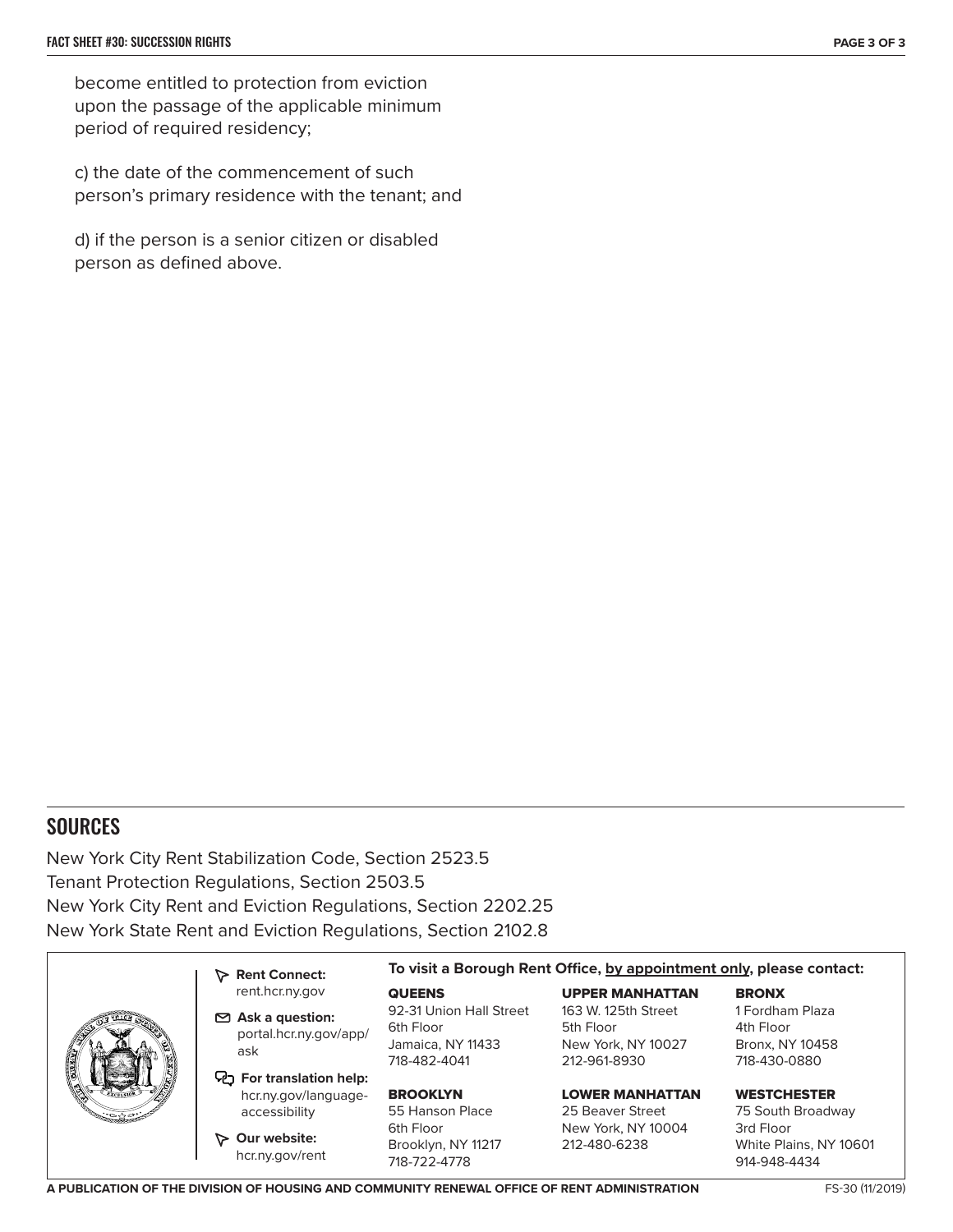become entitled to protection from eviction upon the passage of the applicable minimum period of required residency;

c) the date of the commencement of such person's primary residence with the tenant; and

d) if the person is a senior citizen or disabled person as defined above.

## SOURCES

New York City Rent Stabilization Code, Section 2523.5
Tenant Protection Regulations, Section 2503.5
New York City Rent and Eviction Regulations, Section 2202.25
New York State Rent and Eviction Regulations, Section 2102.8

**Rent Connect:** rent.hcr.ny.gov

**Ask a question:** portal.hcr.ny.gov/app/ask

**For translation help:** hcr.ny.gov/language-accessibility

**Our website:** hcr.ny.gov/rent

**To visit a Borough Rent Office, by appointment only, please contact:**

**QUEENS**
92-31 Union Hall Street
6th Floor
Jamaica, NY 11433
718-482-4041

**BROOKLYN**
55 Hanson Place
6th Floor
Brooklyn, NY 11217
718-722-4778

**UPPER MANHATTAN**
163 W. 125th Street
5th Floor
New York, NY 10027
212-961-8930

**LOWER MANHATTAN**
25 Beaver Street
New York, NY 10004
212-480-6238

**BRONX**
1 Fordham Plaza
4th Floor
Bronx, NY 10458
718-430-0880

**WESTCHESTER**
75 South Broadway
3rd Floor
White Plains, NY 10601
914-948-4434

**A PUBLICATION OF THE DIVISION OF HOUSING AND COMMUNITY RENEWAL OFFICE OF RENT ADMINISTRATION**

FS-30 (11/2019)